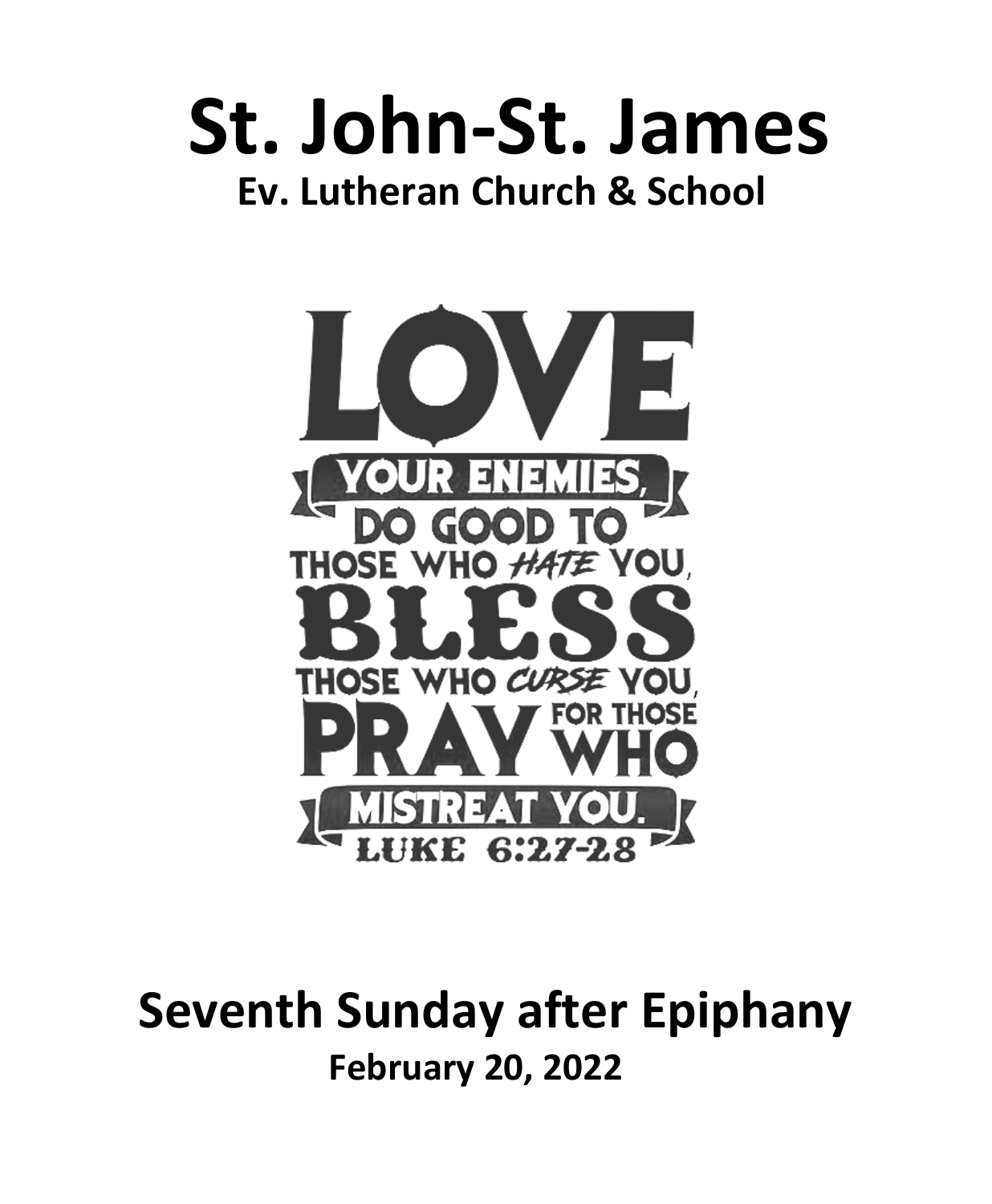# St. John-St. James

## Ev. Lutheran Church & School

LOVE YOUR ENEMIES, DO GOOD TO THOSE WHO HATE YOU, BLESS THOSE WHO CURSE YOU, PRAY FOR THOSE WHO MISTREAT YOU.

LUKE 6:27-28

## Seventh Sunday after Epiphany

**February 20, 2022**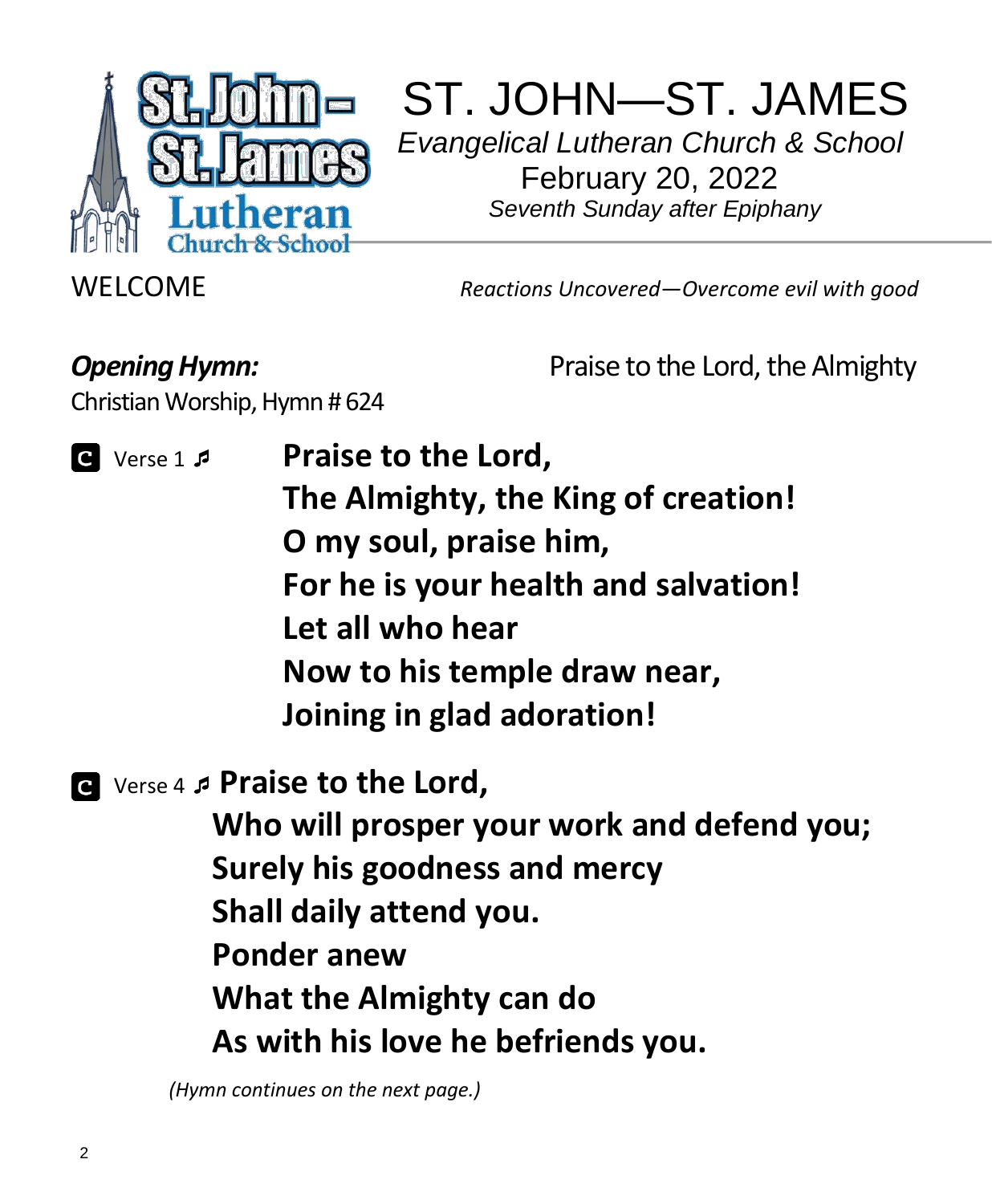# ST. JOHN—ST. JAMES

*Evangelical Lutheran Church & School*

February 20, 2022

*Seventh Sunday after Epiphany*

WELCOME

*Reactions Uncovered—Overcome evil with good*

***Opening Hymn:*** Praise to the Lord, the Almighty

Christian Worship, Hymn # 624

C Verse 1 ♫

**Praise to the Lord,**
**The Almighty, the King of creation!**
**O my soul, praise him,**
**For he is your health and salvation!**
**Let all who hear**
**Now to his temple draw near,**
**Joining in glad adoration!**

C Verse 4 ♫

**Praise to the Lord,**
**Who will prosper your work and defend you;**
**Surely his goodness and mercy**
**Shall daily attend you.**
**Ponder anew**
**What the Almighty can do**
**As with his love he befriends you.**

*(Hymn continues on the next page.)*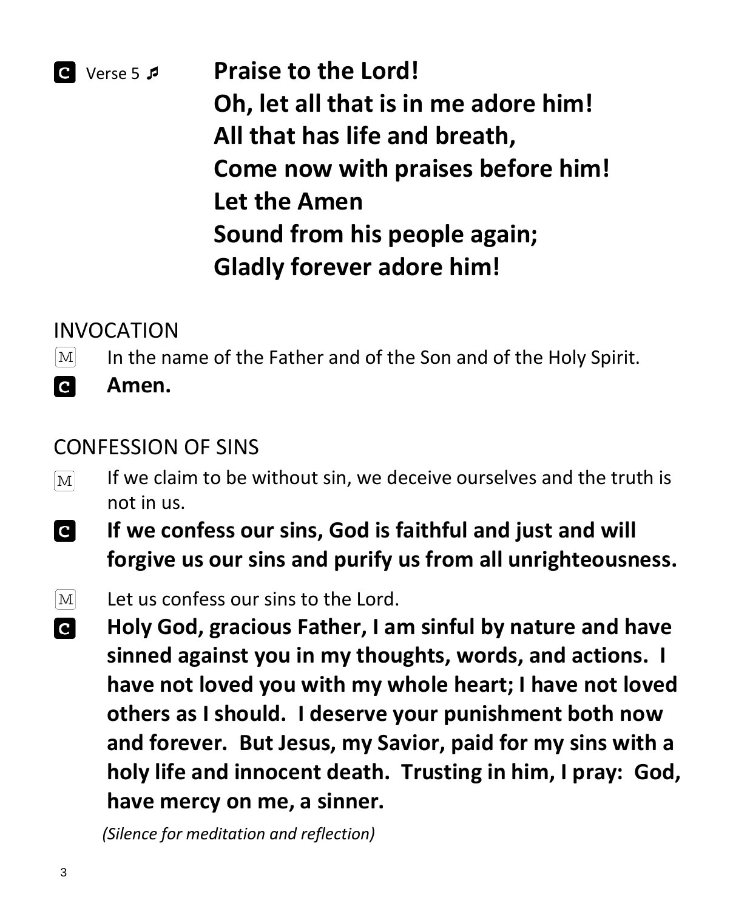**C** Verse 5 ♬ **Praise to the Lord!**
**Oh, let all that is in me adore him!**
**All that has life and breath,**
**Come now with praises before him!**
**Let the Amen**
**Sound from his people again;**
**Gladly forever adore him!**

## INVOCATION

M In the name of the Father and of the Son and of the Holy Spirit.

**C** **Amen.**

## CONFESSION OF SINS

M If we claim to be without sin, we deceive ourselves and the truth is not in us.

**C** **If we confess our sins, God is faithful and just and will forgive us our sins and purify us from all unrighteousness.**

M Let us confess our sins to the Lord.

**C** **Holy God, gracious Father, I am sinful by nature and have sinned against you in my thoughts, words, and actions. I have not loved you with my whole heart; I have not loved others as I should. I deserve your punishment both now and forever. But Jesus, my Savior, paid for my sins with a holy life and innocent death. Trusting in him, I pray: God, have mercy on me, a sinner.**

*(Silence for meditation and reflection)*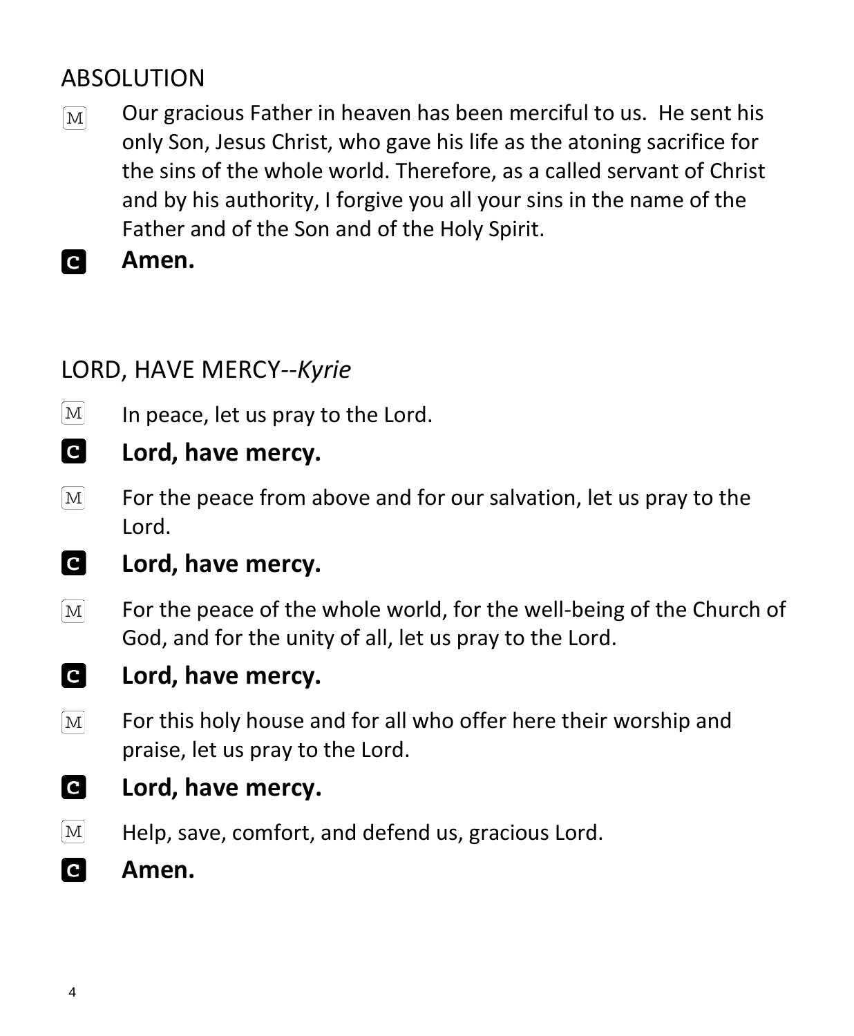## ABSOLUTION

M  Our gracious Father in heaven has been merciful to us. He sent his only Son, Jesus Christ, who gave his life as the atoning sacrifice for the sins of the whole world. Therefore, as a called servant of Christ and by his authority, I forgive you all your sins in the name of the Father and of the Son and of the Holy Spirit.

C  **Amen.**

## LORD, HAVE MERCY--*Kyrie*

M  In peace, let us pray to the Lord.

C  **Lord, have mercy.**

M  For the peace from above and for our salvation, let us pray to the Lord.

C  **Lord, have mercy.**

M  For the peace of the whole world, for the well-being of the Church of God, and for the unity of all, let us pray to the Lord.

C  **Lord, have mercy.**

M  For this holy house and for all who offer here their worship and praise, let us pray to the Lord.

C  **Lord, have mercy.**

M  Help, save, comfort, and defend us, gracious Lord.

C  **Amen.**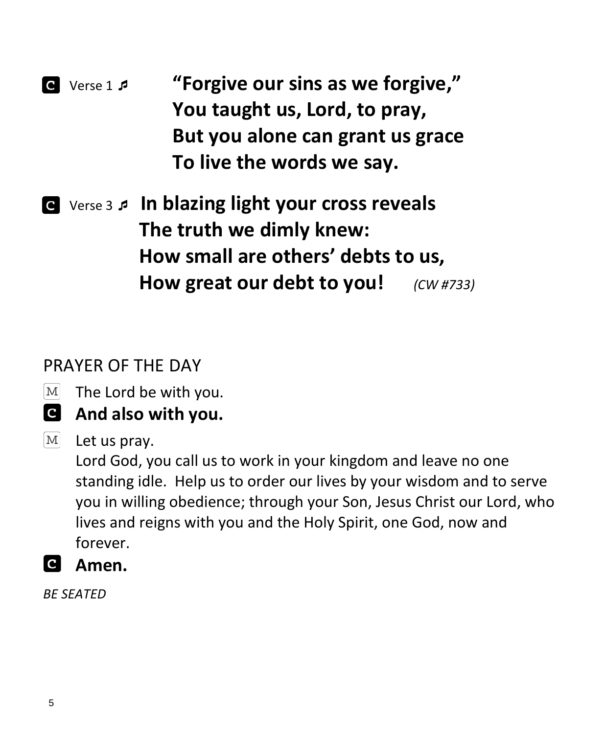**C** Verse 1 ♫ **"Forgive our sins as we forgive,"**
**You taught us, Lord, to pray,**
**But you alone can grant us grace**
**To live the words we say.**

**C** Verse 3 ♫ **In blazing light your cross reveals**
**The truth we dimly knew:**
**How small are others' debts to us,**
**How great our debt to you!** *(CW #733)*

## PRAYER OF THE DAY

M The Lord be with you.

**C And also with you.**

M Let us pray.
Lord God, you call us to work in your kingdom and leave no one standing idle. Help us to order our lives by your wisdom and to serve you in willing obedience; through your Son, Jesus Christ our Lord, who lives and reigns with you and the Holy Spirit, one God, now and forever.

**C Amen.**

*BE SEATED*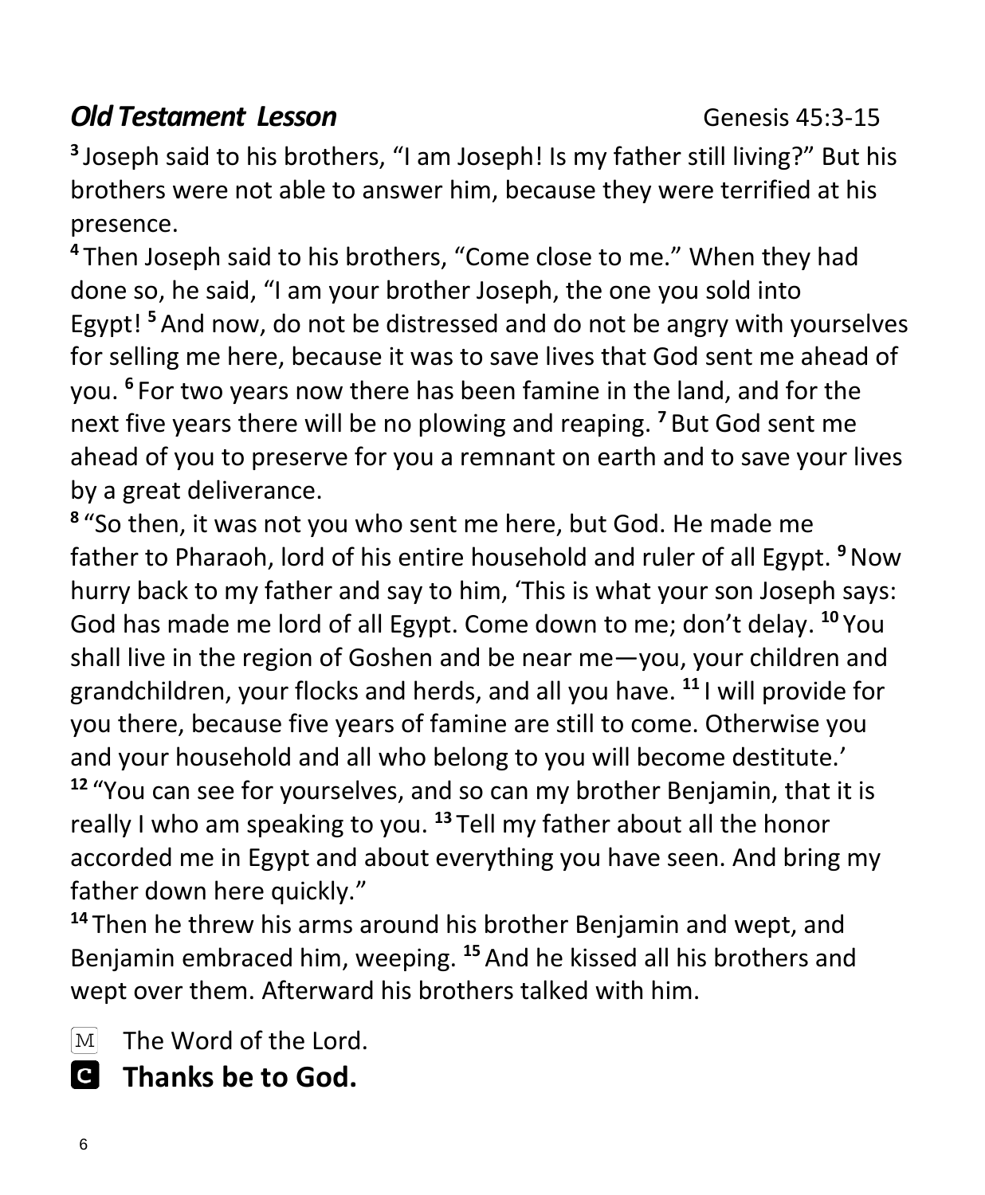## ***Old Testament Lesson*** Genesis 45:3-15

[3] Joseph said to his brothers, "I am Joseph! Is my father still living?" But his brothers were not able to answer him, because they were terrified at his presence.

[4] Then Joseph said to his brothers, "Come close to me." When they had done so, he said, "I am your brother Joseph, the one you sold into Egypt! [5] And now, do not be distressed and do not be angry with yourselves for selling me here, because it was to save lives that God sent me ahead of you. [6] For two years now there has been famine in the land, and for the next five years there will be no plowing and reaping. [7] But God sent me ahead of you to preserve for you a remnant on earth and to save your lives by a great deliverance.

[8] "So then, it was not you who sent me here, but God. He made me father to Pharaoh, lord of his entire household and ruler of all Egypt. [9] Now hurry back to my father and say to him, 'This is what your son Joseph says: God has made me lord of all Egypt. Come down to me; don't delay. [10] You shall live in the region of Goshen and be near me—you, your children and grandchildren, your flocks and herds, and all you have. [11] I will provide for you there, because five years of famine are still to come. Otherwise you and your household and all who belong to you will become destitute.'

[12] "You can see for yourselves, and so can my brother Benjamin, that it is really I who am speaking to you. [13] Tell my father about all the honor accorded me in Egypt and about everything you have seen. And bring my father down here quickly."

[14] Then he threw his arms around his brother Benjamin and wept, and Benjamin embraced him, weeping. [15] And he kissed all his brothers and wept over them. Afterward his brothers talked with him.

M The Word of the Lord.

**C Thanks be to God.**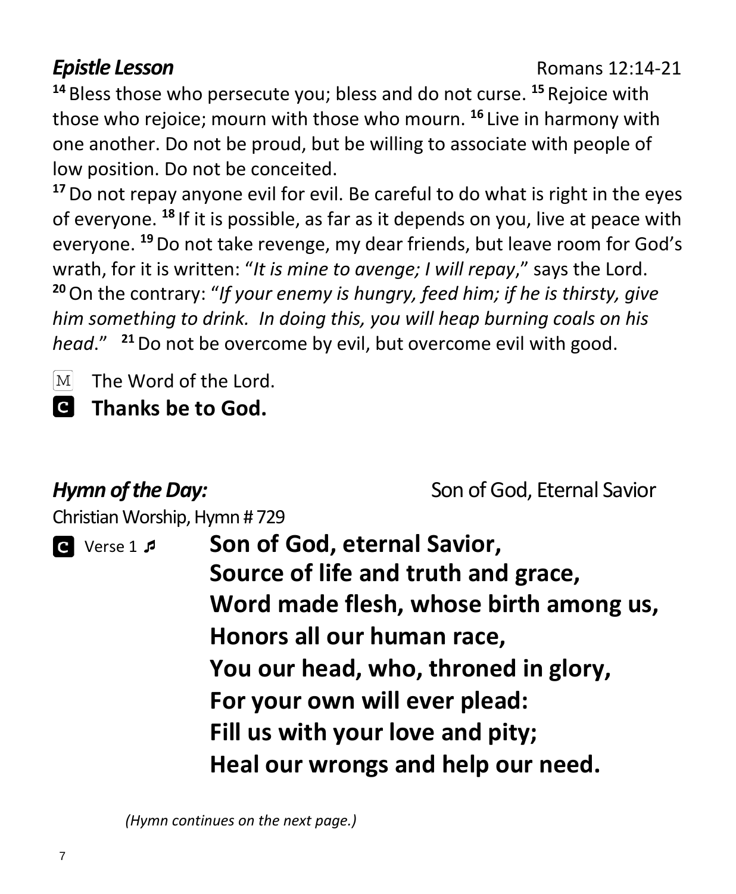***Epistle Lesson*** Romans 12:14-21

[14] Bless those who persecute you; bless and do not curse. [15] Rejoice with those who rejoice; mourn with those who mourn. [16] Live in harmony with one another. Do not be proud, but be willing to associate with people of low position. Do not be conceited.

[17] Do not repay anyone evil for evil. Be careful to do what is right in the eyes of everyone. [18] If it is possible, as far as it depends on you, live at peace with everyone. [19] Do not take revenge, my dear friends, but leave room for God's wrath, for it is written: "*It is mine to avenge; I will repay*," says the Lord. [20] On the contrary: "*If your enemy is hungry, feed him; if he is thirsty, give him something to drink. In doing this, you will heap burning coals on his head*." [21] Do not be overcome by evil, but overcome evil with good.

M The Word of the Lord.

**C Thanks be to God.**

***Hymn of the Day:*** Son of God, Eternal Savior

Christian Worship, Hymn # 729

C Verse 1 ♫

**Son of God, eternal Savior,**
**Source of life and truth and grace,**
**Word made flesh, whose birth among us,**
**Honors all our human race,**
**You our head, who, throned in glory,**
**For your own will ever plead:**
**Fill us with your love and pity;**
**Heal our wrongs and help our need.**

*(Hymn continues on the next page.)*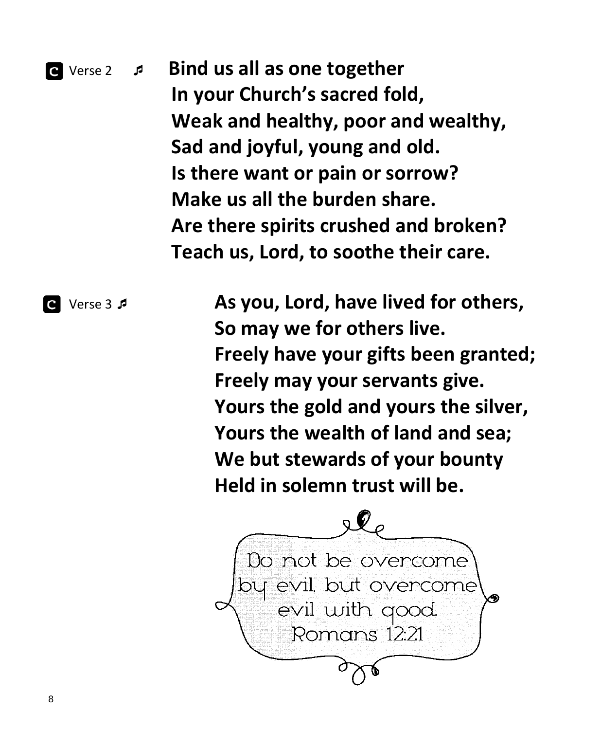**C** Verse 2 ♫ **Bind us all as one together**
**In your Church's sacred fold,**
**Weak and healthy, poor and wealthy,**
**Sad and joyful, young and old.**
**Is there want or pain or sorrow?**
**Make us all the burden share.**
**Are there spirits crushed and broken?**
**Teach us, Lord, to soothe their care.**

**C** Verse 3 ♫ **As you, Lord, have lived for others,**
**So may we for others live.**
**Freely have your gifts been granted;**
**Freely may your servants give.**
**Yours the gold and yours the silver,**
**Yours the wealth of land and sea;**
**We but stewards of your bounty**
**Held in solemn trust will be.**

Do not be overcome by evil, but overcome evil with good.
Romans 12:21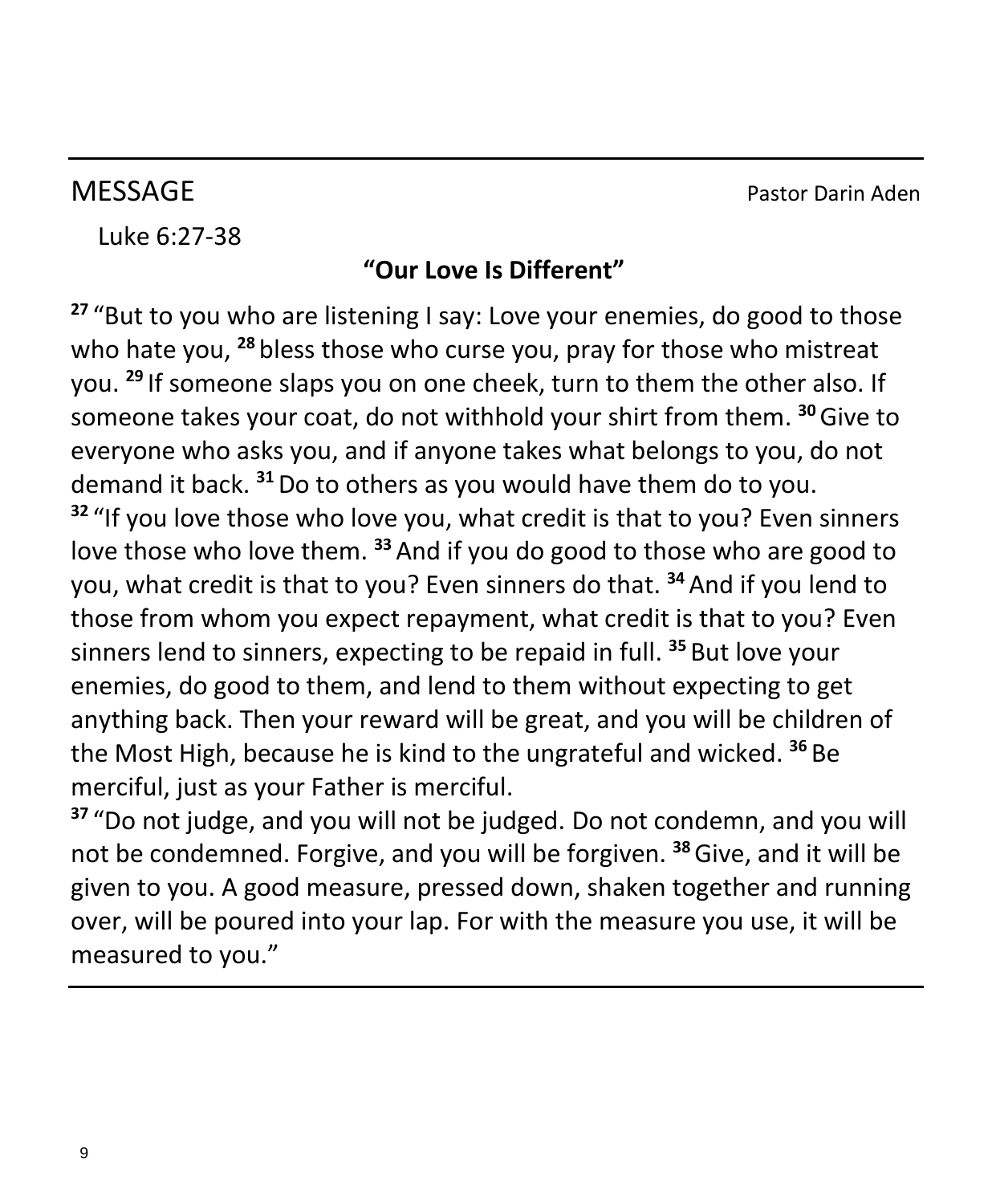## MESSAGE

Pastor Darin Aden

Luke 6:27-38

**"Our Love Is Different"**

**27** "But to you who are listening I say: Love your enemies, do good to those who hate you, **28** bless those who curse you, pray for those who mistreat you. **29** If someone slaps you on one cheek, turn to them the other also. If someone takes your coat, do not withhold your shirt from them. **30** Give to everyone who asks you, and if anyone takes what belongs to you, do not demand it back. **31** Do to others as you would have them do to you.
**32** "If you love those who love you, what credit is that to you? Even sinners love those who love them. **33** And if you do good to those who are good to you, what credit is that to you? Even sinners do that. **34** And if you lend to those from whom you expect repayment, what credit is that to you? Even sinners lend to sinners, expecting to be repaid in full. **35** But love your enemies, do good to them, and lend to them without expecting to get anything back. Then your reward will be great, and you will be children of the Most High, because he is kind to the ungrateful and wicked. **36** Be merciful, just as your Father is merciful.
**37** "Do not judge, and you will not be judged. Do not condemn, and you will not be condemned. Forgive, and you will be forgiven. **38** Give, and it will be given to you. A good measure, pressed down, shaken together and running over, will be poured into your lap. For with the measure you use, it will be measured to you."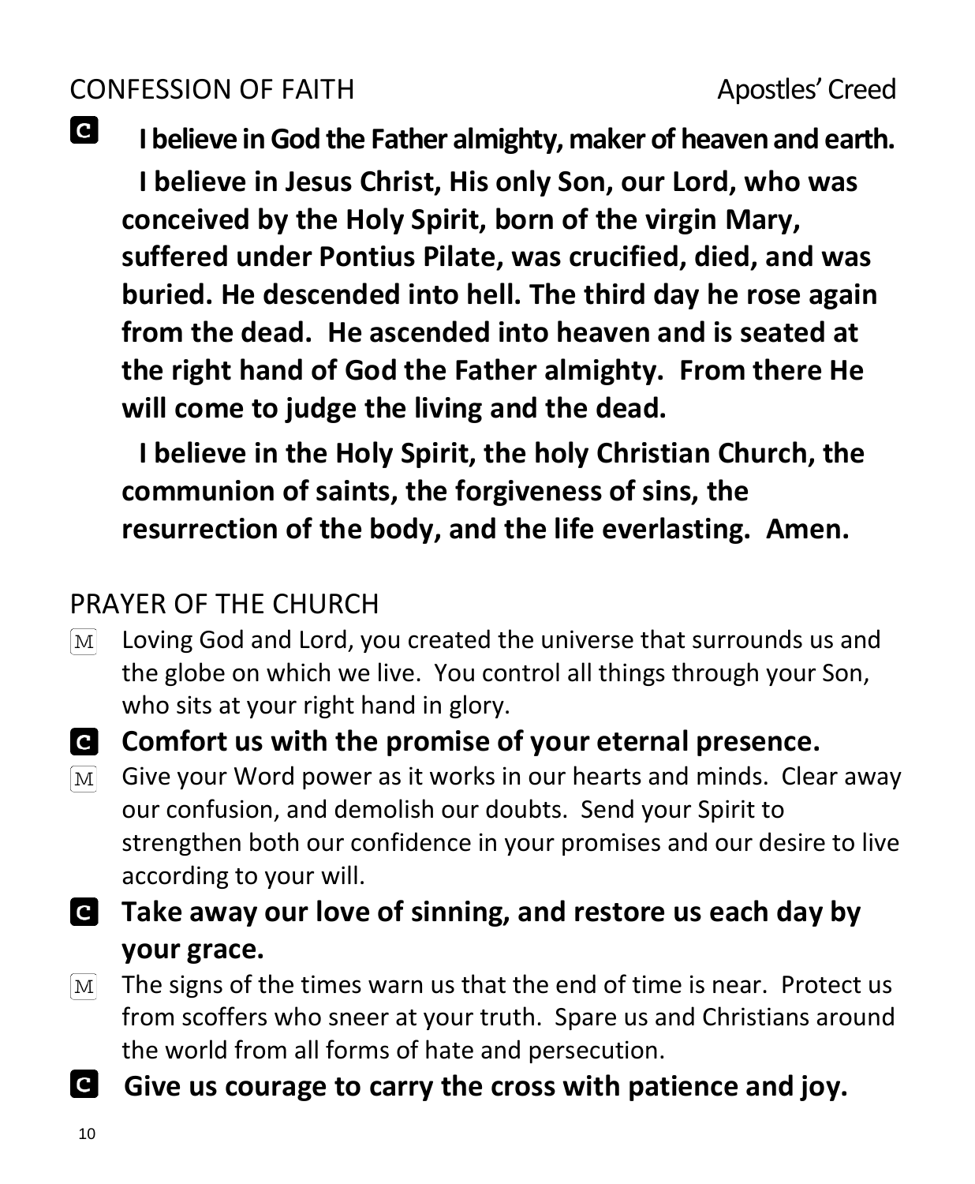## CONFESSION OF FAITH — Apostles' Creed

**C** **I believe in God the Father almighty, maker of heaven and earth.**

**I believe in Jesus Christ, His only Son, our Lord, who was conceived by the Holy Spirit, born of the virgin Mary, suffered under Pontius Pilate, was crucified, died, and was buried. He descended into hell. The third day he rose again from the dead. He ascended into heaven and is seated at the right hand of God the Father almighty. From there He will come to judge the living and the dead.**

**I believe in the Holy Spirit, the holy Christian Church, the communion of saints, the forgiveness of sins, the resurrection of the body, and the life everlasting. Amen.**

## PRAYER OF THE CHURCH

M Loving God and Lord, you created the universe that surrounds us and the globe on which we live. You control all things through your Son, who sits at your right hand in glory.

**C** **Comfort us with the promise of your eternal presence.**

M Give your Word power as it works in our hearts and minds. Clear away our confusion, and demolish our doubts. Send your Spirit to strengthen both our confidence in your promises and our desire to live according to your will.

**C** **Take away our love of sinning, and restore us each day by your grace.**

M The signs of the times warn us that the end of time is near. Protect us from scoffers who sneer at your truth. Spare us and Christians around the world from all forms of hate and persecution.

**C** **Give us courage to carry the cross with patience and joy.**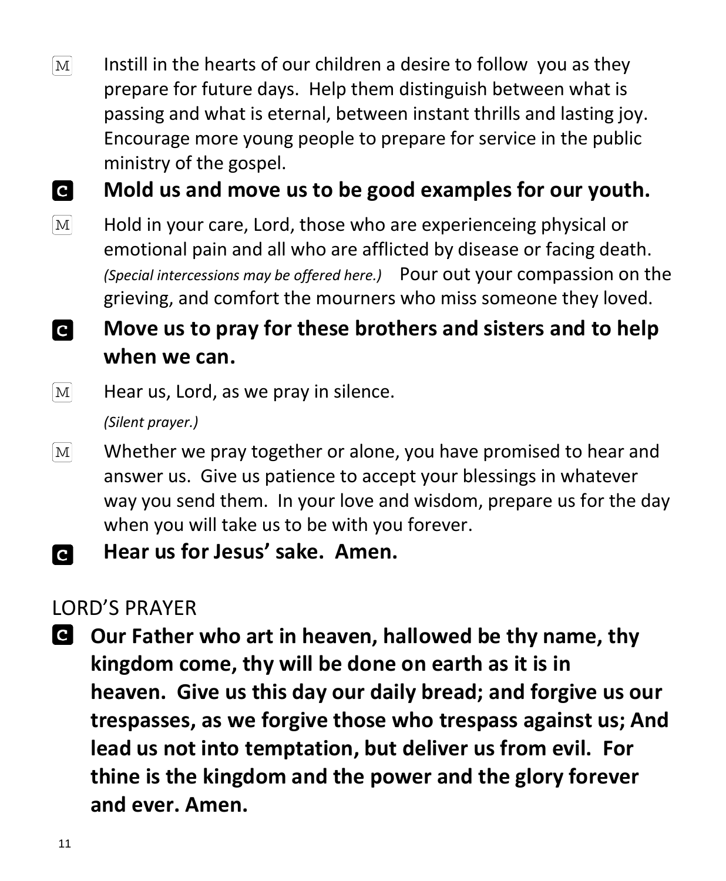M Instill in the hearts of our children a desire to follow you as they prepare for future days. Help them distinguish between what is passing and what is eternal, between instant thrills and lasting joy. Encourage more young people to prepare for service in the public ministry of the gospel.

C **Mold us and move us to be good examples for our youth.**

M Hold in your care, Lord, those who are experienceing physical or emotional pain and all who are afflicted by disease or facing death. *(Special intercessions may be offered here.)* Pour out your compassion on the grieving, and comfort the mourners who miss someone they loved.

C **Move us to pray for these brothers and sisters and to help when we can.**

M Hear us, Lord, as we pray in silence.

*(Silent prayer.)*

M Whether we pray together or alone, you have promised to hear and answer us. Give us patience to accept your blessings in whatever way you send them. In your love and wisdom, prepare us for the day when you will take us to be with you forever.

C **Hear us for Jesus' sake. Amen.**

## LORD'S PRAYER

C **Our Father who art in heaven, hallowed be thy name, thy kingdom come, thy will be done on earth as it is in heaven. Give us this day our daily bread; and forgive us our trespasses, as we forgive those who trespass against us; And lead us not into temptation, but deliver us from evil. For thine is the kingdom and the power and the glory forever and ever. Amen.**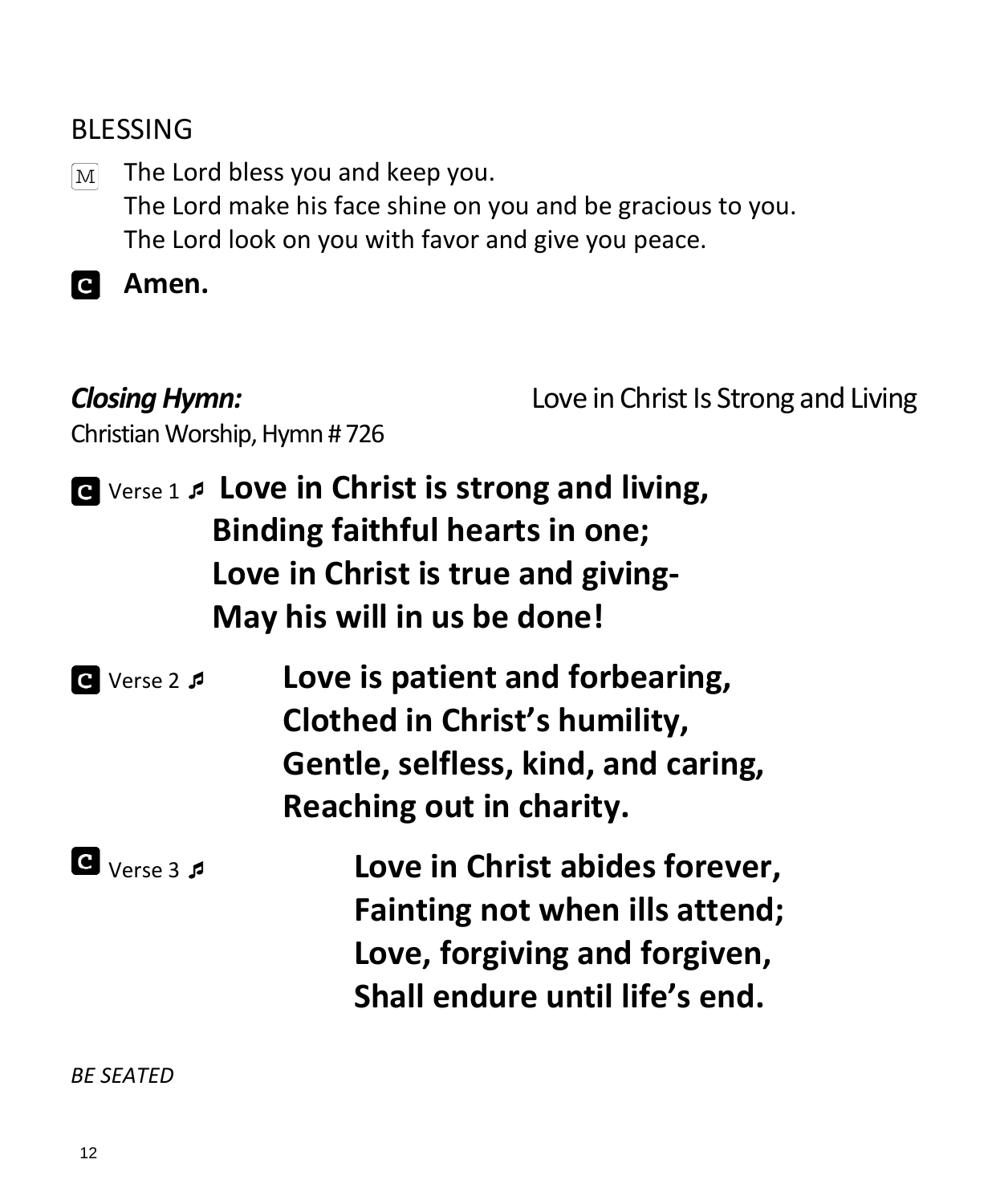## BLESSING

M The Lord bless you and keep you.
The Lord make his face shine on you and be gracious to you.
The Lord look on you with favor and give you peace.

C **Amen.**

***Closing Hymn:*** Love in Christ Is Strong and Living
Christian Worship, Hymn # 726

C Verse 1 ♬ **Love in Christ is strong and living,**
**Binding faithful hearts in one;**
**Love in Christ is true and giving-**
**May his will in us be done!**

C Verse 2 ♬ **Love is patient and forbearing,**
**Clothed in Christ's humility,**
**Gentle, selfless, kind, and caring,**
**Reaching out in charity.**

C Verse 3 ♬ **Love in Christ abides forever,**
**Fainting not when ills attend;**
**Love, forgiving and forgiven,**
**Shall endure until life's end.**

*BE SEATED*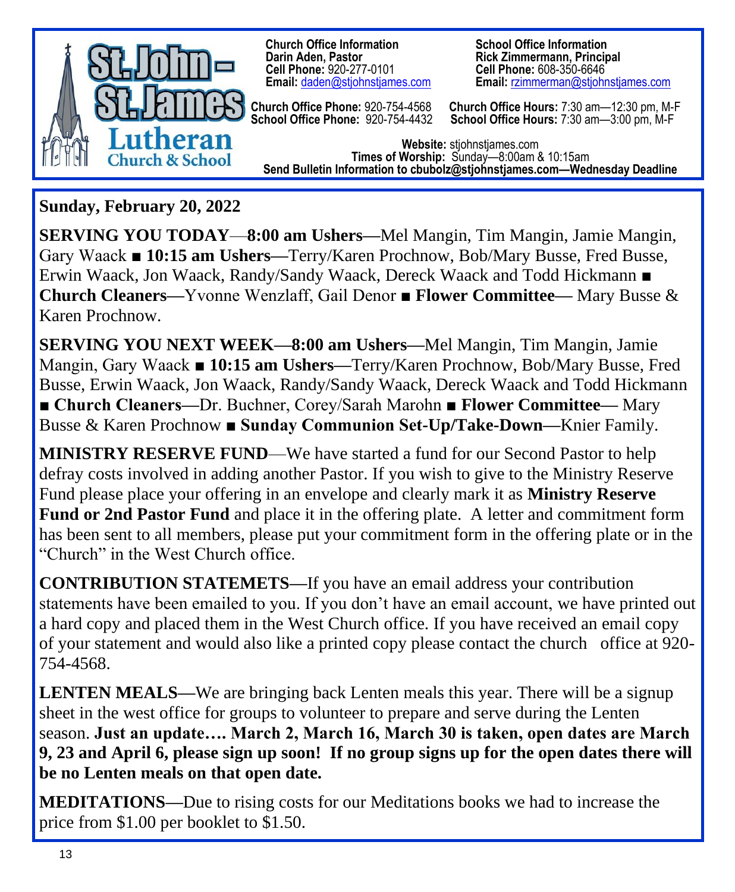**St. John – St. James Lutheran Church & School**

**Church Office Information**
**Darin Aden, Pastor**
**Cell Phone:** 920-277-0101
**Email:** daden@stjohnstjames.com

**School Office Information**
**Rick Zimmermann, Principal**
**Cell Phone:** 608-350-6646
**Email:** rzimmerman@stjohnstjames.com

**Church Office Phone:** 920-754-4568
**School Office Phone:** 920-754-4432

**Church Office Hours:** 7:30 am—12:30 pm, M-F
**School Office Hours:** 7:30 am—3:00 pm, M-F

**Website:** stjohnstjames.com
**Times of Worship:** Sunday—8:00am & 10:15am
**Send Bulletin Information to cbubolz@stjohnstjames.com—Wednesday Deadline**

**Sunday, February 20, 2022**

**SERVING YOU TODAY**—**8:00 am Ushers—**Mel Mangin, Tim Mangin, Jamie Mangin, Gary Waack ■ **10:15 am Ushers—**Terry/Karen Prochnow, Bob/Mary Busse, Fred Busse, Erwin Waack, Jon Waack, Randy/Sandy Waack, Dereck Waack and Todd Hickmann ■ **Church Cleaners—**Yvonne Wenzlaff, Gail Denor ■ **Flower Committee—** Mary Busse & Karen Prochnow.

**SERVING YOU NEXT WEEK—8:00 am Ushers—**Mel Mangin, Tim Mangin, Jamie Mangin, Gary Waack ■ **10:15 am Ushers—**Terry/Karen Prochnow, Bob/Mary Busse, Fred Busse, Erwin Waack, Jon Waack, Randy/Sandy Waack, Dereck Waack and Todd Hickmann ■ **Church Cleaners—**Dr. Buchner, Corey/Sarah Marohn ■ **Flower Committee—** Mary Busse & Karen Prochnow ■ **Sunday Communion Set-Up/Take-Down—**Knier Family.

**MINISTRY RESERVE FUND**—We have started a fund for our Second Pastor to help defray costs involved in adding another Pastor. If you wish to give to the Ministry Reserve Fund please place your offering in an envelope and clearly mark it as **Ministry Reserve Fund or 2nd Pastor Fund** and place it in the offering plate. A letter and commitment form has been sent to all members, please put your commitment form in the offering plate or in the "Church" in the West Church office.

**CONTRIBUTION STATEMETS—**If you have an email address your contribution statements have been emailed to you. If you don't have an email account, we have printed out a hard copy and placed them in the West Church office. If you have received an email copy of your statement and would also like a printed copy please contact the church office at 920-754-4568.

**LENTEN MEALS—**We are bringing back Lenten meals this year. There will be a signup sheet in the west office for groups to volunteer to prepare and serve during the Lenten season. **Just an update…. March 2, March 16, March 30 is taken, open dates are March 9, 23 and April 6, please sign up soon! If no group signs up for the open dates there will be no Lenten meals on that open date.**

**MEDITATIONS—**Due to rising costs for our Meditations books we had to increase the price from $1.00 per booklet to $1.50.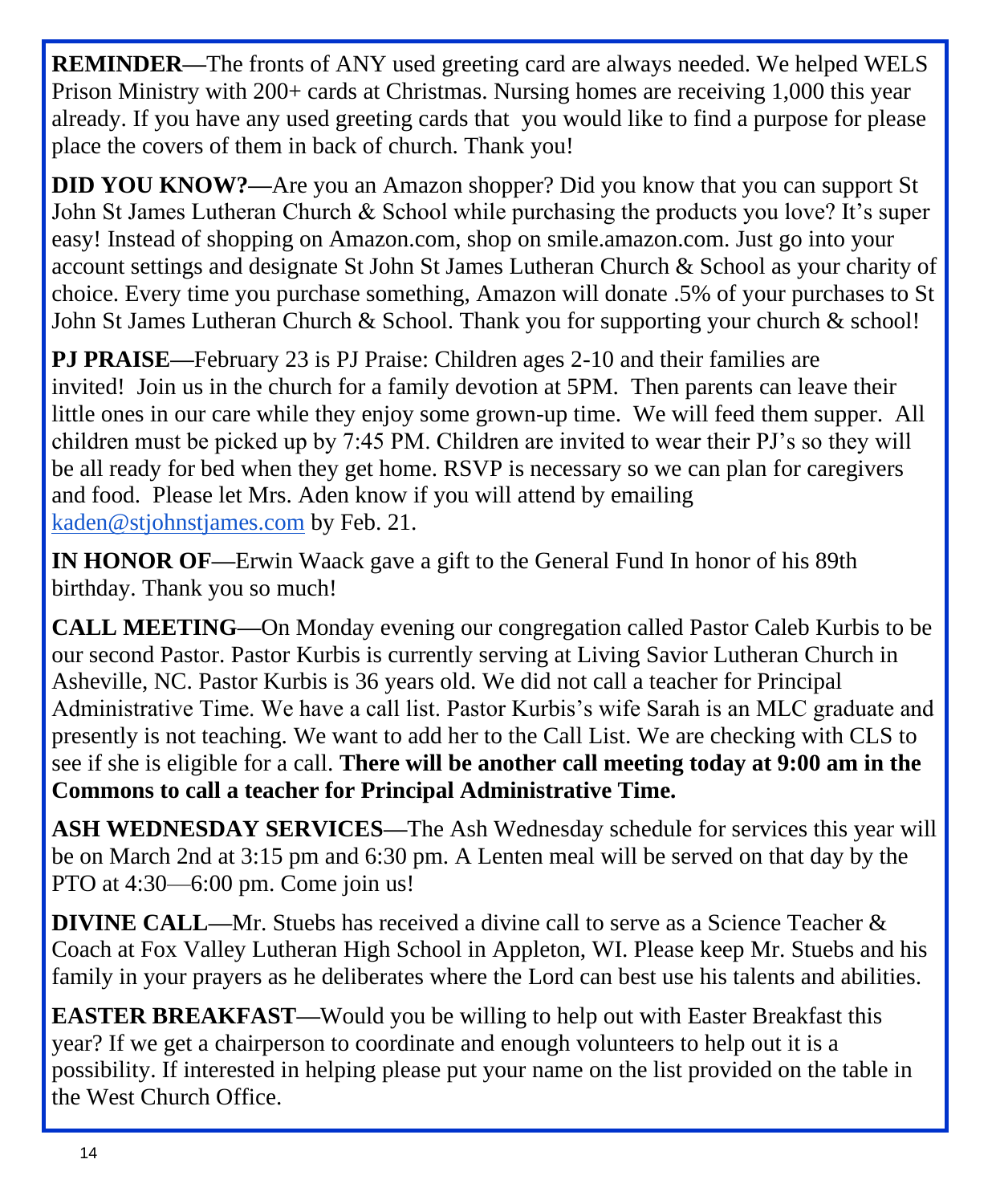**REMINDER**—The fronts of ANY used greeting card are always needed. We helped WELS Prison Ministry with 200+ cards at Christmas. Nursing homes are receiving 1,000 this year already. If you have any used greeting cards that you would like to find a purpose for please place the covers of them in back of church. Thank you!

**DID YOU KNOW?**—Are you an Amazon shopper? Did you know that you can support St John St James Lutheran Church & School while purchasing the products you love? It's super easy! Instead of shopping on Amazon.com, shop on smile.amazon.com. Just go into your account settings and designate St John St James Lutheran Church & School as your charity of choice. Every time you purchase something, Amazon will donate .5% of your purchases to St John St James Lutheran Church & School. Thank you for supporting your church & school!

**PJ PRAISE**—February 23 is PJ Praise: Children ages 2-10 and their families are invited! Join us in the church for a family devotion at 5PM. Then parents can leave their little ones in our care while they enjoy some grown-up time. We will feed them supper. All children must be picked up by 7:45 PM. Children are invited to wear their PJ's so they will be all ready for bed when they get home. RSVP is necessary so we can plan for caregivers and food. Please let Mrs. Aden know if you will attend by emailing kaden@stjohnstjames.com by Feb. 21.

**IN HONOR OF**—Erwin Waack gave a gift to the General Fund In honor of his 89th birthday. Thank you so much!

**CALL MEETING**—On Monday evening our congregation called Pastor Caleb Kurbis to be our second Pastor. Pastor Kurbis is currently serving at Living Savior Lutheran Church in Asheville, NC. Pastor Kurbis is 36 years old. We did not call a teacher for Principal Administrative Time. We have a call list. Pastor Kurbis's wife Sarah is an MLC graduate and presently is not teaching. We want to add her to the Call List. We are checking with CLS to see if she is eligible for a call. **There will be another call meeting today at 9:00 am in the Commons to call a teacher for Principal Administrative Time.**

**ASH WEDNESDAY SERVICES**—The Ash Wednesday schedule for services this year will be on March 2nd at 3:15 pm and 6:30 pm. A Lenten meal will be served on that day by the PTO at 4:30—6:00 pm. Come join us!

**DIVINE CALL**—Mr. Stuebs has received a divine call to serve as a Science Teacher & Coach at Fox Valley Lutheran High School in Appleton, WI. Please keep Mr. Stuebs and his family in your prayers as he deliberates where the Lord can best use his talents and abilities.

**EASTER BREAKFAST**—Would you be willing to help out with Easter Breakfast this year? If we get a chairperson to coordinate and enough volunteers to help out it is a possibility. If interested in helping please put your name on the list provided on the table in the West Church Office.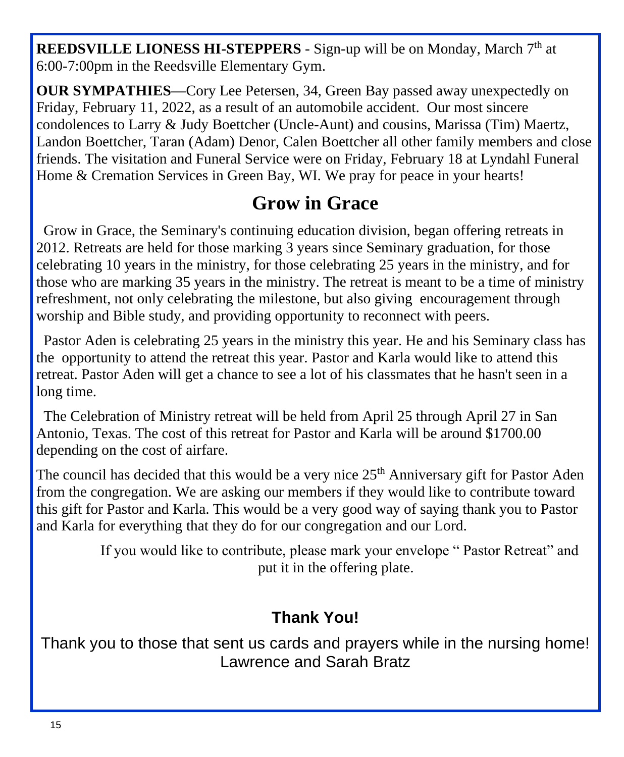**REEDSVILLE LIONESS HI-STEPPERS** - Sign-up will be on Monday, March 7th at 6:00-7:00pm in the Reedsville Elementary Gym.

**OUR SYMPATHIES**—Cory Lee Petersen, 34, Green Bay passed away unexpectedly on Friday, February 11, 2022, as a result of an automobile accident. Our most sincere condolences to Larry & Judy Boettcher (Uncle-Aunt) and cousins, Marissa (Tim) Maertz, Landon Boettcher, Taran (Adam) Denor, Calen Boettcher all other family members and close friends. The visitation and Funeral Service were on Friday, February 18 at Lyndahl Funeral Home & Cremation Services in Green Bay, WI. We pray for peace in your hearts!

# Grow in Grace

Grow in Grace, the Seminary's continuing education division, began offering retreats in 2012. Retreats are held for those marking 3 years since Seminary graduation, for those celebrating 10 years in the ministry, for those celebrating 25 years in the ministry, and for those who are marking 35 years in the ministry. The retreat is meant to be a time of ministry refreshment, not only celebrating the milestone, but also giving encouragement through worship and Bible study, and providing opportunity to reconnect with peers.

Pastor Aden is celebrating 25 years in the ministry this year. He and his Seminary class has the opportunity to attend the retreat this year. Pastor and Karla would like to attend this retreat. Pastor Aden will get a chance to see a lot of his classmates that he hasn't seen in a long time.

The Celebration of Ministry retreat will be held from April 25 through April 27 in San Antonio, Texas. The cost of this retreat for Pastor and Karla will be around $1700.00 depending on the cost of airfare.

The council has decided that this would be a very nice 25th Anniversary gift for Pastor Aden from the congregation. We are asking our members if they would like to contribute toward this gift for Pastor and Karla. This would be a very good way of saying thank you to Pastor and Karla for everything that they do for our congregation and our Lord.

If you would like to contribute, please mark your envelope " Pastor Retreat" and put it in the offering plate.

## Thank You!

Thank you to those that sent us cards and prayers while in the nursing home!
Lawrence and Sarah Bratz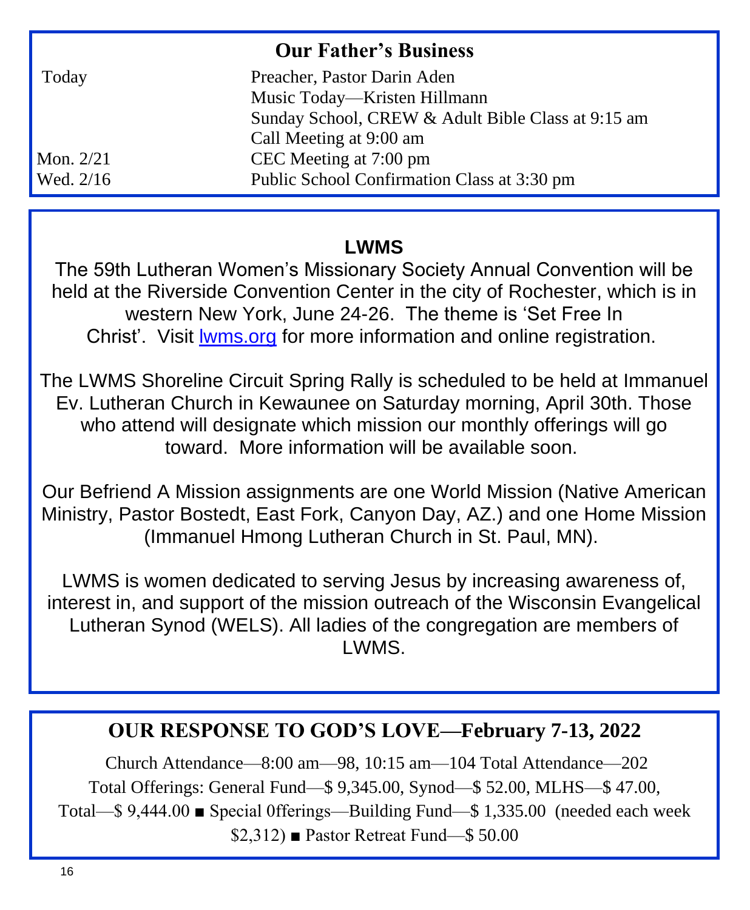## Our Father's Business

| | |
|---|---|
| Today | Preacher, Pastor Darin Aden |
| | Music Today—Kristen Hillmann |
| | Sunday School, CREW & Adult Bible Class at 9:15 am |
| | Call Meeting at 9:00 am |
| Mon. 2/21 | CEC Meeting at 7:00 pm |
| Wed. 2/16 | Public School Confirmation Class at 3:30 pm |

## LWMS

The 59th Lutheran Women's Missionary Society Annual Convention will be held at the Riverside Convention Center in the city of Rochester, which is in western New York, June 24-26. The theme is 'Set Free In Christ'. Visit lwms.org for more information and online registration.

The LWMS Shoreline Circuit Spring Rally is scheduled to be held at Immanuel Ev. Lutheran Church in Kewaunee on Saturday morning, April 30th. Those who attend will designate which mission our monthly offerings will go toward. More information will be available soon.

Our Befriend A Mission assignments are one World Mission (Native American Ministry, Pastor Bostedt, East Fork, Canyon Day, AZ.) and one Home Mission (Immanuel Hmong Lutheran Church in St. Paul, MN).

LWMS is women dedicated to serving Jesus by increasing awareness of, interest in, and support of the mission outreach of the Wisconsin Evangelical Lutheran Synod (WELS). All ladies of the congregation are members of LWMS.

## OUR RESPONSE TO GOD'S LOVE—February 7-13, 2022

Church Attendance—8:00 am—98, 10:15 am—104 Total Attendance—202
Total Offerings: General Fund—$ 9,345.00, Synod—$ 52.00, MLHS—$ 47.00, Total—$ 9,444.00 ■ Special 0fferings—Building Fund—$ 1,335.00 (needed each week $2,312) ■ Pastor Retreat Fund—$ 50.00